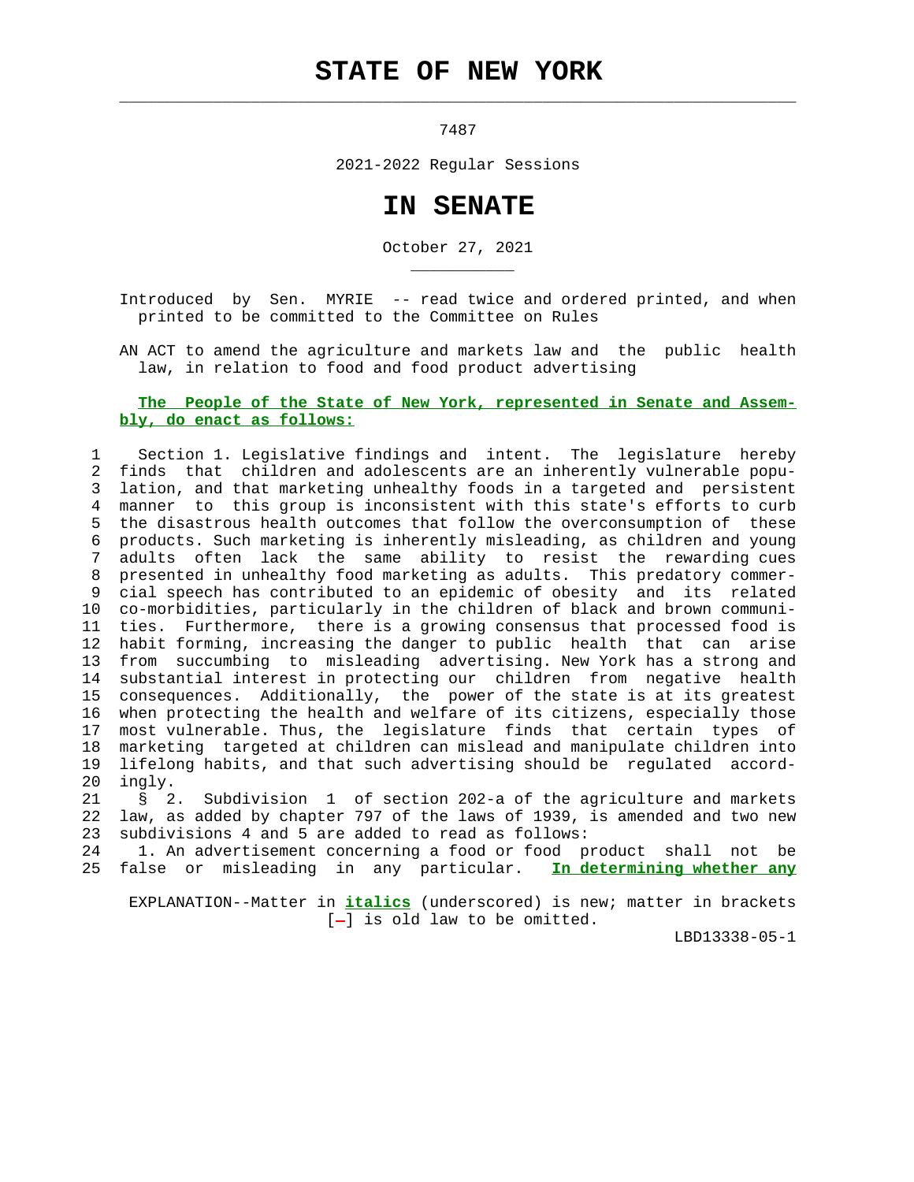# STATE OF NEW YORK

7487

2021-2022 Regular Sessions

# IN SENATE

October 27, 2021

Introduced by Sen. MYRIE -- read twice and ordered printed, and when printed to be committed to the Committee on Rules

AN ACT to amend the agriculture and markets law and the public health law, in relation to food and food product advertising

**The People of the State of New York, represented in Senate and Assembly, do enact as follows:**

1 Section 1. Legislative findings and intent. The legislature hereby
2 finds that children and adolescents are an inherently vulnerable popu-
3 lation, and that marketing unhealthy foods in a targeted and persistent
4 manner to this group is inconsistent with this state's efforts to curb
5 the disastrous health outcomes that follow the overconsumption of these
6 products. Such marketing is inherently misleading, as children and young
7 adults often lack the same ability to resist the rewarding cues
8 presented in unhealthy food marketing as adults. This predatory commer-
9 cial speech has contributed to an epidemic of obesity and its related
10 co-morbidities, particularly in the children of black and brown communi-
11 ties. Furthermore, there is a growing consensus that processed food is
12 habit forming, increasing the danger to public health that can arise
13 from succumbing to misleading advertising. New York has a strong and
14 substantial interest in protecting our children from negative health
15 consequences. Additionally, the power of the state is at its greatest
16 when protecting the health and welfare of its citizens, especially those
17 most vulnerable. Thus, the legislature finds that certain types of
18 marketing targeted at children can mislead and manipulate children into
19 lifelong habits, and that such advertising should be regulated accord-
20 ingly.
21 § 2. Subdivision 1 of section 202-a of the agriculture and markets
22 law, as added by chapter 797 of the laws of 1939, is amended and two new
23 subdivisions 4 and 5 are added to read as follows:
24 1. An advertisement concerning a food or food product shall not be
25 false or misleading in any particular. __In determining whether any__

EXPLANATION--Matter in __italics__ (underscored) is new; matter in brackets [-] is old law to be omitted.

LBD13338-05-1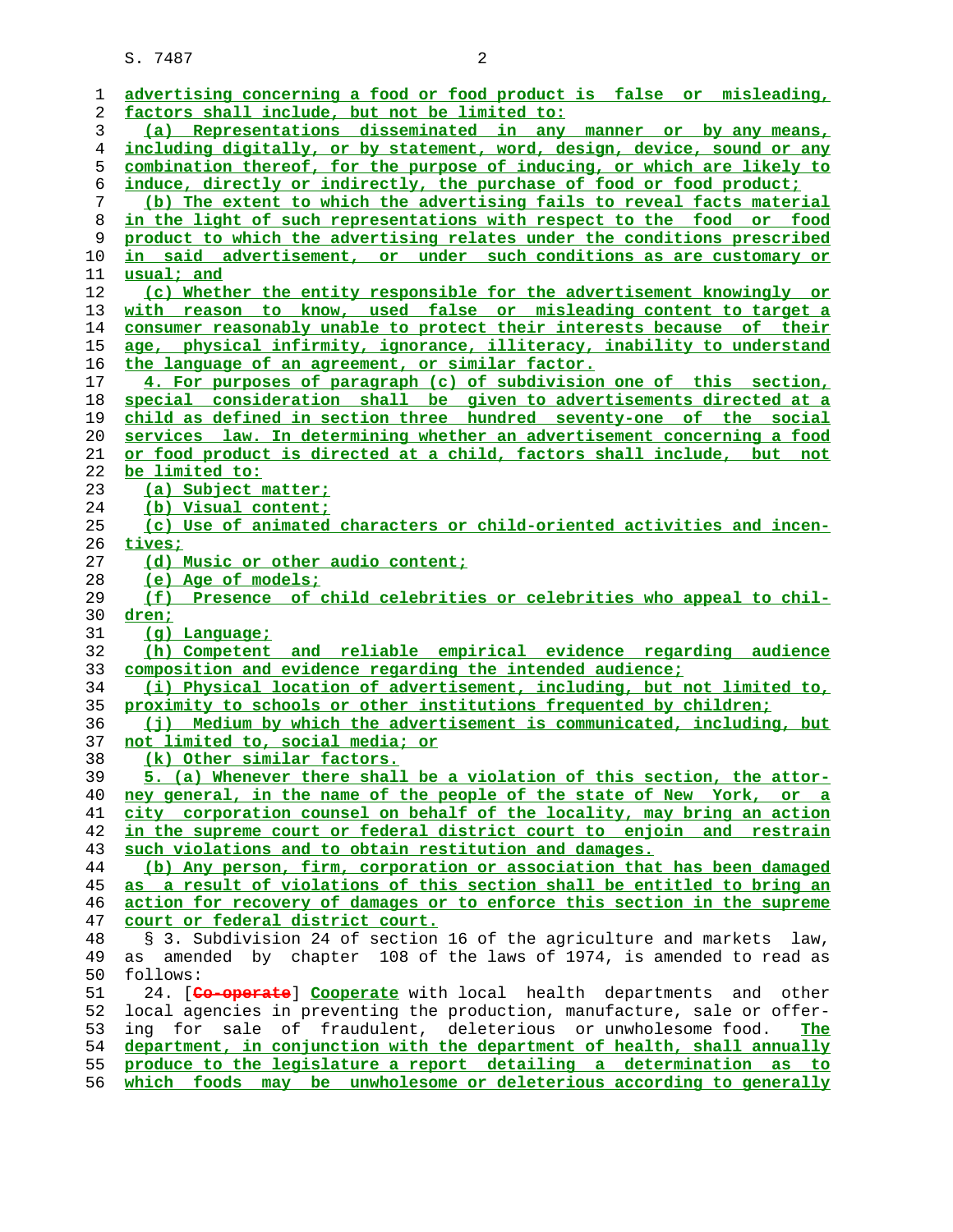advertising concerning a food or food product is false or misleading, factors shall include, but not be limited to:

(a) Representations disseminated in any manner or by any means, including digitally, or by statement, word, design, device, sound or any combination thereof, for the purpose of inducing, or which are likely to induce, directly or indirectly, the purchase of food or food product;

(b) The extent to which the advertising fails to reveal facts material in the light of such representations with respect to the food or food product to which the advertising relates under the conditions prescribed in said advertisement, or under such conditions as are customary or usual; and

(c) Whether the entity responsible for the advertisement knowingly or with reason to know, used false or misleading content to target a consumer reasonably unable to protect their interests because of their age, physical infirmity, ignorance, illiteracy, inability to understand the language of an agreement, or similar factor.

4. For purposes of paragraph (c) of subdivision one of this section, special consideration shall be given to advertisements directed at a child as defined in section three hundred seventy-one of the social services law. In determining whether an advertisement concerning a food or food product is directed at a child, factors shall include, but not be limited to:

(a) Subject matter;

(b) Visual content;

(c) Use of animated characters or child-oriented activities and incentives;

(d) Music or other audio content;

(e) Age of models;

(f) Presence of child celebrities or celebrities who appeal to children;

(g) Language;

(h) Competent and reliable empirical evidence regarding audience composition and evidence regarding the intended audience;

(i) Physical location of advertisement, including, but not limited to, proximity to schools or other institutions frequented by children;

(j) Medium by which the advertisement is communicated, including, but not limited to, social media; or

(k) Other similar factors.

5. (a) Whenever there shall be a violation of this section, the attorney general, in the name of the people of the state of New York, or a city corporation counsel on behalf of the locality, may bring an action in the supreme court or federal district court to enjoin and restrain such violations and to obtain restitution and damages.

(b) Any person, firm, corporation or association that has been damaged as a result of violations of this section shall be entitled to bring an action for recovery of damages or to enforce this section in the supreme court or federal district court.

§ 3. Subdivision 24 of section 16 of the agriculture and markets law, as amended by chapter 108 of the laws of 1974, is amended to read as follows:

24. [Co-operate] Cooperate with local health departments and other local agencies in preventing the production, manufacture, sale or offering for sale of fraudulent, deleterious or unwholesome food. The department, in conjunction with the department of health, shall annually produce to the legislature a report detailing a determination as to which foods may be unwholesome or deleterious according to generally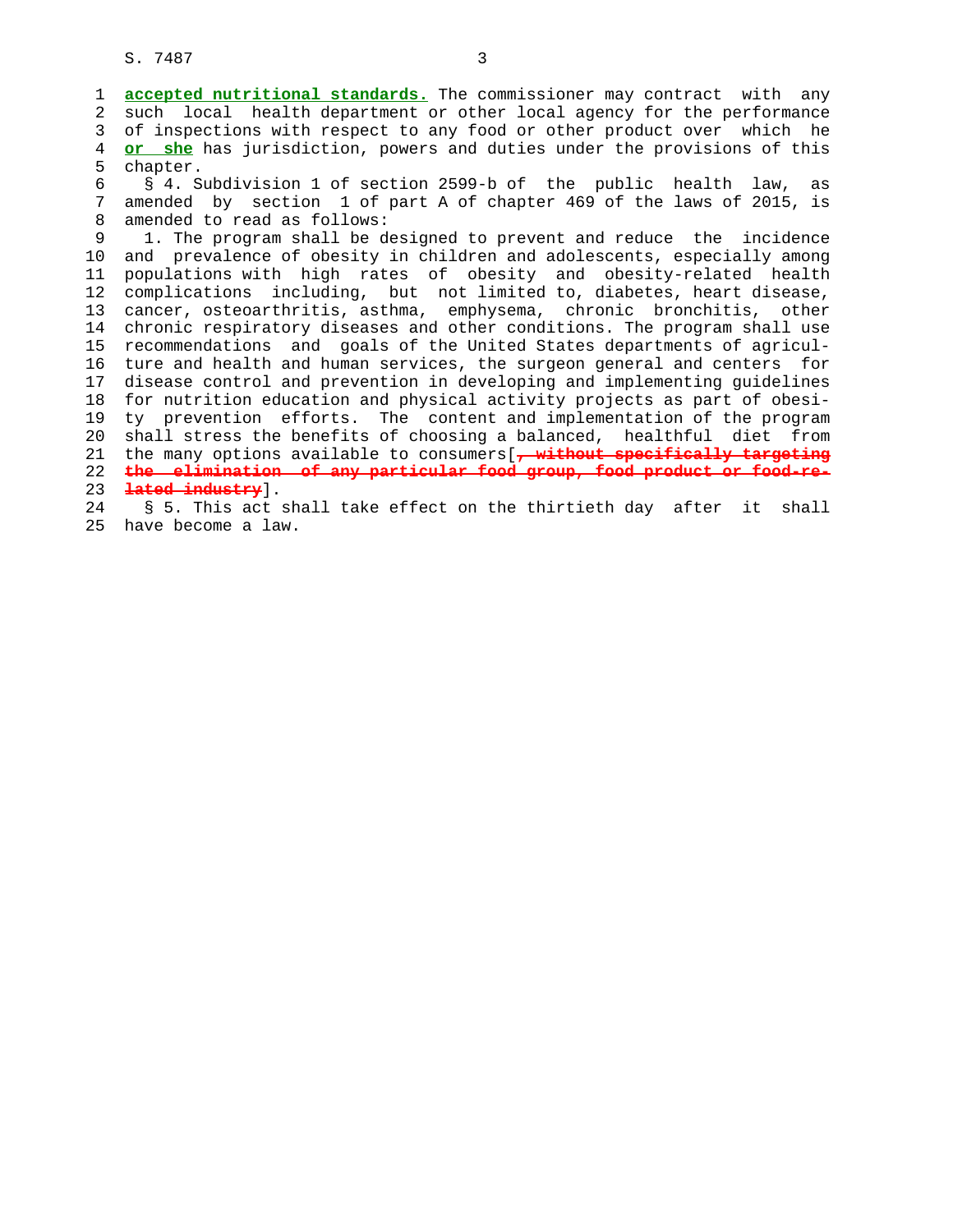**accepted nutritional standards.** The commissioner may contract with any such local health department or other local agency for the performance of inspections with respect to any food or other product over which he **or she** has jurisdiction, powers and duties under the provisions of this chapter.

§ 4. Subdivision 1 of section 2599-b of the public health law, as amended by section 1 of part A of chapter 469 of the laws of 2015, is amended to read as follows:

1. The program shall be designed to prevent and reduce the incidence and prevalence of obesity in children and adolescents, especially among populations with high rates of obesity and obesity-related health complications including, but not limited to, diabetes, heart disease, cancer, osteoarthritis, asthma, emphysema, chronic bronchitis, other chronic respiratory diseases and other conditions. The program shall use recommendations and goals of the United States departments of agriculture and health and human services, the surgeon general and centers for disease control and prevention in developing and implementing guidelines for nutrition education and physical activity projects as part of obesity prevention efforts. The content and implementation of the program shall stress the benefits of choosing a balanced, healthful diet from the many options available to consumers[~~, without specifically targeting the elimination of any particular food group, food product or food-related industry~~].

§ 5. This act shall take effect on the thirtieth day after it shall have become a law.